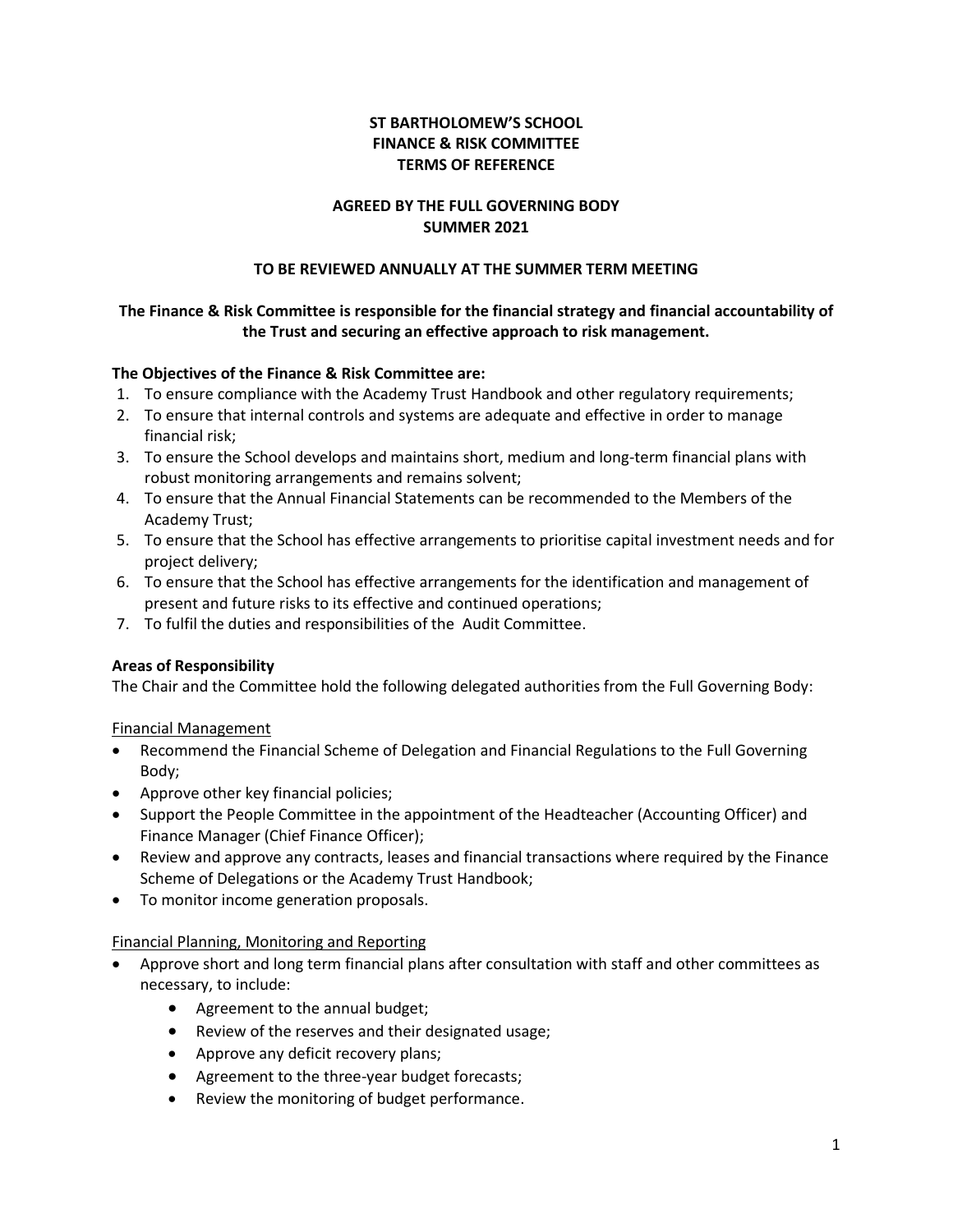# ST BARTHOLOMEW'S SCHOOL
# FINANCE & RISK COMMITTEE
# TERMS OF REFERENCE

## AGREED BY THE FULL GOVERNING BODY
## SUMMER 2021

### TO BE REVIEWED ANNUALLY AT THE SUMMER TERM MEETING

**The Finance & Risk Committee is responsible for the financial strategy and financial accountability of the Trust and securing an effective approach to risk management.**

**The Objectives of the Finance & Risk Committee are:**

1. To ensure compliance with the Academy Trust Handbook and other regulatory requirements;
2. To ensure that internal controls and systems are adequate and effective in order to manage financial risk;
3. To ensure the School develops and maintains short, medium and long-term financial plans with robust monitoring arrangements and remains solvent;
4. To ensure that the Annual Financial Statements can be recommended to the Members of the Academy Trust;
5. To ensure that the School has effective arrangements to prioritise capital investment needs and for project delivery;
6. To ensure that the School has effective arrangements for the identification and management of present and future risks to its effective and continued operations;
7. To fulfil the duties and responsibilities of the Audit Committee.

**Areas of Responsibility**

The Chair and the Committee hold the following delegated authorities from the Full Governing Body:

Financial Management

- Recommend the Financial Scheme of Delegation and Financial Regulations to the Full Governing Body;
- Approve other key financial policies;
- Support the People Committee in the appointment of the Headteacher (Accounting Officer) and Finance Manager (Chief Finance Officer);
- Review and approve any contracts, leases and financial transactions where required by the Finance Scheme of Delegations or the Academy Trust Handbook;
- To monitor income generation proposals.

Financial Planning, Monitoring and Reporting

- Approve short and long term financial plans after consultation with staff and other committees as necessary, to include:
  - Agreement to the annual budget;
  - Review of the reserves and their designated usage;
  - Approve any deficit recovery plans;
  - Agreement to the three-year budget forecasts;
  - Review the monitoring of budget performance.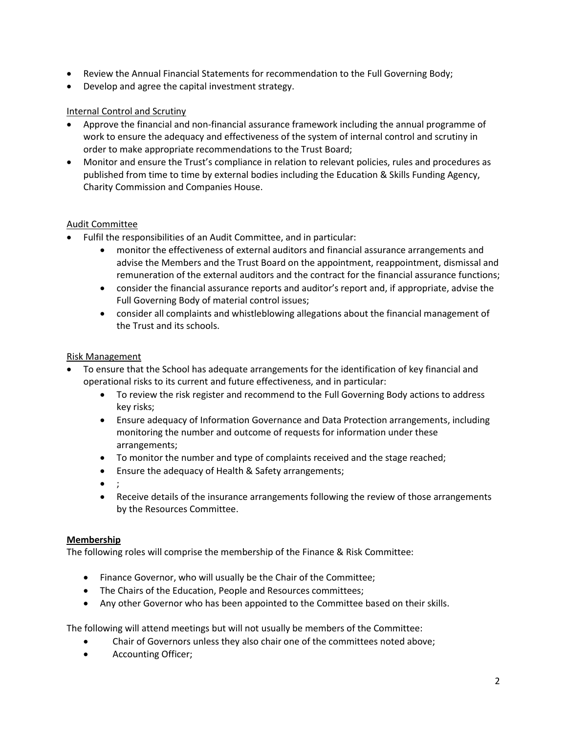- Review the Annual Financial Statements for recommendation to the Full Governing Body;
- Develop and agree the capital investment strategy.

Internal Control and Scrutiny

- Approve the financial and non-financial assurance framework including the annual programme of work to ensure the adequacy and effectiveness of the system of internal control and scrutiny in order to make appropriate recommendations to the Trust Board;
- Monitor and ensure the Trust's compliance in relation to relevant policies, rules and procedures as published from time to time by external bodies including the Education & Skills Funding Agency, Charity Commission and Companies House.

Audit Committee

- Fulfil the responsibilities of an Audit Committee, and in particular:
  - monitor the effectiveness of external auditors and financial assurance arrangements and advise the Members and the Trust Board on the appointment, reappointment, dismissal and remuneration of the external auditors and the contract for the financial assurance functions;
  - consider the financial assurance reports and auditor's report and, if appropriate, advise the Full Governing Body of material control issues;
  - consider all complaints and whistleblowing allegations about the financial management of the Trust and its schools.

Risk Management

- To ensure that the School has adequate arrangements for the identification of key financial and operational risks to its current and future effectiveness, and in particular:
  - To review the risk register and recommend to the Full Governing Body actions to address key risks;
  - Ensure adequacy of Information Governance and Data Protection arrangements, including monitoring the number and outcome of requests for information under these arrangements;
  - To monitor the number and type of complaints received and the stage reached;
  - Ensure the adequacy of Health & Safety arrangements;
  - ;
  - Receive details of the insurance arrangements following the review of those arrangements by the Resources Committee.

**Membership**

The following roles will comprise the membership of the Finance & Risk Committee:

- Finance Governor, who will usually be the Chair of the Committee;
- The Chairs of the Education, People and Resources committees;
- Any other Governor who has been appointed to the Committee based on their skills.

The following will attend meetings but will not usually be members of the Committee:

- Chair of Governors unless they also chair one of the committees noted above;
- Accounting Officer;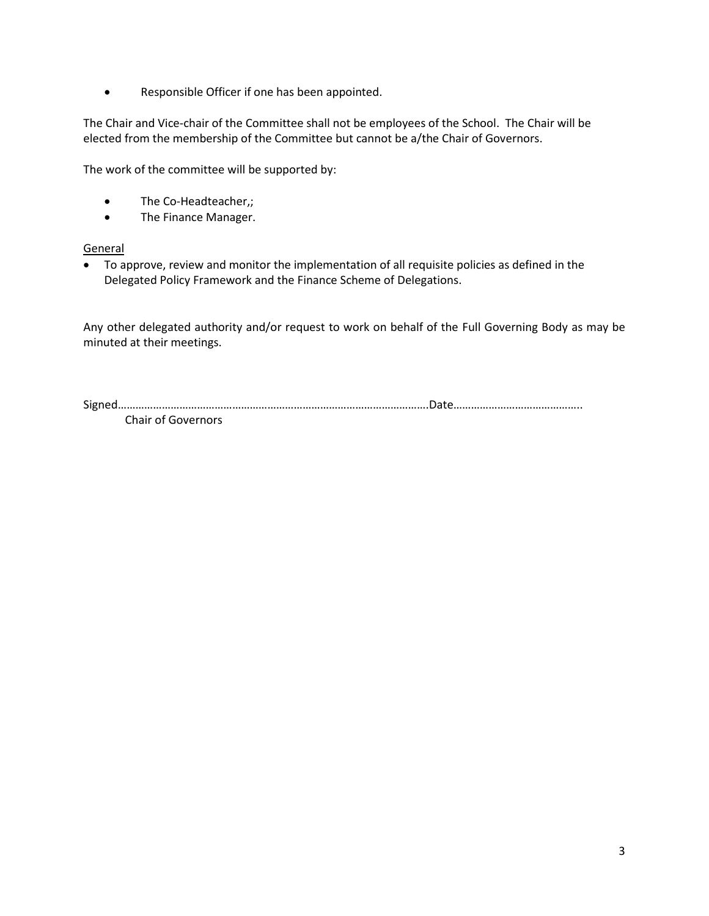- Responsible Officer if one has been appointed.

The Chair and Vice-chair of the Committee shall not be employees of the School. The Chair will be elected from the membership of the Committee but cannot be a/the Chair of Governors.

The work of the committee will be supported by:

- The Co-Headteacher,;
- The Finance Manager.

<u>General</u>

- To approve, review and monitor the implementation of all requisite policies as defined in the Delegated Policy Framework and the Finance Scheme of Delegations.

Any other delegated authority and/or request to work on behalf of the Full Governing Body as may be minuted at their meetings.

Signed……………………………………………………………………………………………….Date……………………………………..

Chair of Governors